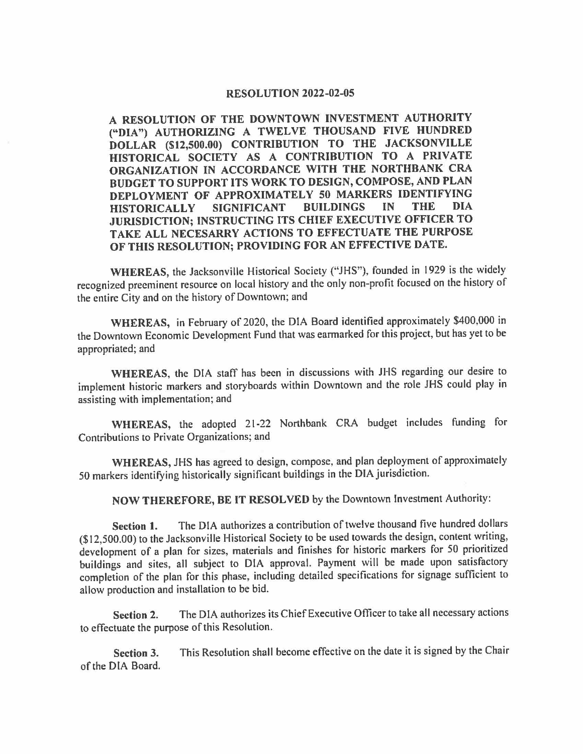# RESOLUTION 2022-02-05

**A RESOLUTION OF THE DOWNTOWN INVESTMENT AUTHORITY ("DIA") AUTHORIZING A TWELVE THOUSAND FIVE HUNDRED DOLLAR ($12,500.00) CONTRIBUTION TO THE JACKSONVILLE HISTORICAL SOCIETY AS A CONTRIBUTION TO A PRIVATE ORGANIZATION IN ACCORDANCE WITH THE NORTHBANK CRA BUDGET TO SUPPORT ITS WORK TO DESIGN, COMPOSE, AND PLAN DEPLOYMENT OF APPROXIMATELY 50 MARKERS IDENTIFYING HISTORICALLY SIGNIFICANT BUILDINGS IN THE DIA JURISDICTION; INSTRUCTING ITS CHIEF EXECUTIVE OFFICER TO TAKE ALL NECESARRY ACTIONS TO EFFECTUATE THE PURPOSE OF THIS RESOLUTION; PROVIDING FOR AN EFFECTIVE DATE.**

**WHEREAS,** the Jacksonville Historical Society ("JHS"), founded in 1929 is the widely recognized preeminent resource on local history and the only non-profit focused on the history of the entire City and on the history of Downtown; and

**WHEREAS,** in February of 2020, the DIA Board identified approximately $400,000 in the Downtown Economic Development Fund that was earmarked for this project, but has yet to be appropriated; and

**WHEREAS,** the DIA staff has been in discussions with JHS regarding our desire to implement historic markers and storyboards within Downtown and the role JHS could play in assisting with implementation; and

**WHEREAS,** the adopted 21-22 Northbank CRA budget includes funding for Contributions to Private Organizations; and

**WHEREAS,** JHS has agreed to design, compose, and plan deployment of approximately 50 markers identifying historically significant buildings in the DIA jurisdiction.

**NOW THEREFORE, BE IT RESOLVED** by the Downtown Investment Authority:

**Section 1.** The DIA authorizes a contribution of twelve thousand five hundred dollars ($12,500.00) to the Jacksonville Historical Society to be used towards the design, content writing, development of a plan for sizes, materials and finishes for historic markers for 50 prioritized buildings and sites, all subject to DIA approval. Payment will be made upon satisfactory completion of the plan for this phase, including detailed specifications for signage sufficient to allow production and installation to be bid.

**Section 2.** The DIA authorizes its Chief Executive Officer to take all necessary actions to effectuate the purpose of this Resolution.

**Section 3.** This Resolution shall become effective on the date it is signed by the Chair of the DIA Board.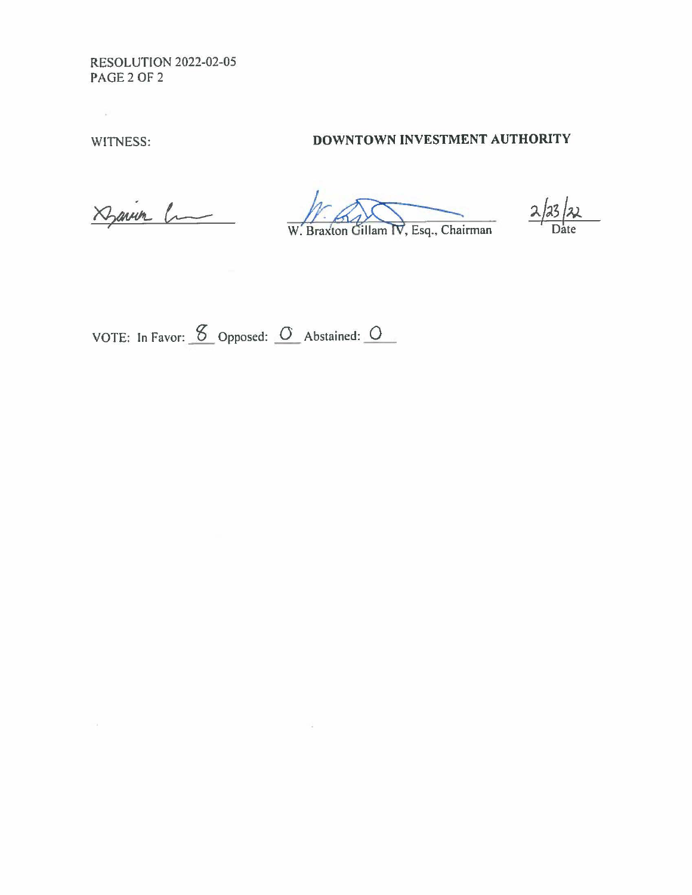RESOLUTION 2022-02-05

WITNESS:

**DOWNTOWN INVESTMENT AUTHORITY**

W. Braxton Gillam IV, Esq., Chairman

2/23/22
Date

VOTE: In Favor: 8 Opposed: 0 Abstained: 0